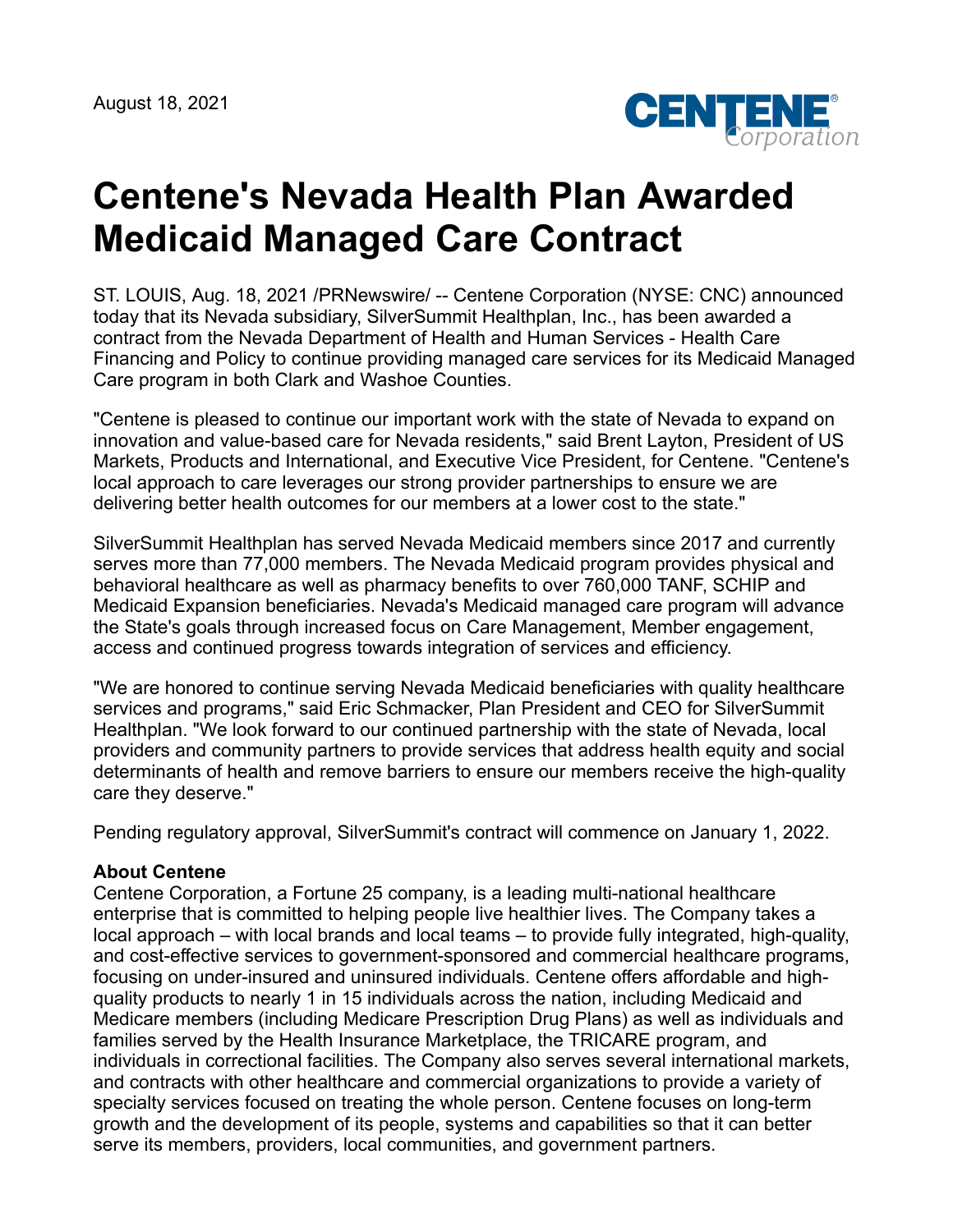August 18, 2021

# Centene's Nevada Health Plan Awarded Medicaid Managed Care Contract

ST. LOUIS, Aug. 18, 2021 /PRNewswire/ -- Centene Corporation (NYSE: CNC) announced today that its Nevada subsidiary, SilverSummit Healthplan, Inc., has been awarded a contract from the Nevada Department of Health and Human Services - Health Care Financing and Policy to continue providing managed care services for its Medicaid Managed Care program in both Clark and Washoe Counties.

"Centene is pleased to continue our important work with the state of Nevada to expand on innovation and value-based care for Nevada residents," said Brent Layton, President of US Markets, Products and International, and Executive Vice President, for Centene. "Centene's local approach to care leverages our strong provider partnerships to ensure we are delivering better health outcomes for our members at a lower cost to the state."

SilverSummit Healthplan has served Nevada Medicaid members since 2017 and currently serves more than 77,000 members. The Nevada Medicaid program provides physical and behavioral healthcare as well as pharmacy benefits to over 760,000 TANF, SCHIP and Medicaid Expansion beneficiaries. Nevada's Medicaid managed care program will advance the State's goals through increased focus on Care Management, Member engagement, access and continued progress towards integration of services and efficiency.

"We are honored to continue serving Nevada Medicaid beneficiaries with quality healthcare services and programs," said Eric Schmacker, Plan President and CEO for SilverSummit Healthplan. "We look forward to our continued partnership with the state of Nevada, local providers and community partners to provide services that address health equity and social determinants of health and remove barriers to ensure our members receive the high-quality care they deserve."

Pending regulatory approval, SilverSummit's contract will commence on January 1, 2022.

**About Centene**

Centene Corporation, a Fortune 25 company, is a leading multi-national healthcare enterprise that is committed to helping people live healthier lives. The Company takes a local approach – with local brands and local teams – to provide fully integrated, high-quality, and cost-effective services to government-sponsored and commercial healthcare programs, focusing on under-insured and uninsured individuals. Centene offers affordable and high-quality products to nearly 1 in 15 individuals across the nation, including Medicaid and Medicare members (including Medicare Prescription Drug Plans) as well as individuals and families served by the Health Insurance Marketplace, the TRICARE program, and individuals in correctional facilities. The Company also serves several international markets, and contracts with other healthcare and commercial organizations to provide a variety of specialty services focused on treating the whole person. Centene focuses on long-term growth and the development of its people, systems and capabilities so that it can better serve its members, providers, local communities, and government partners.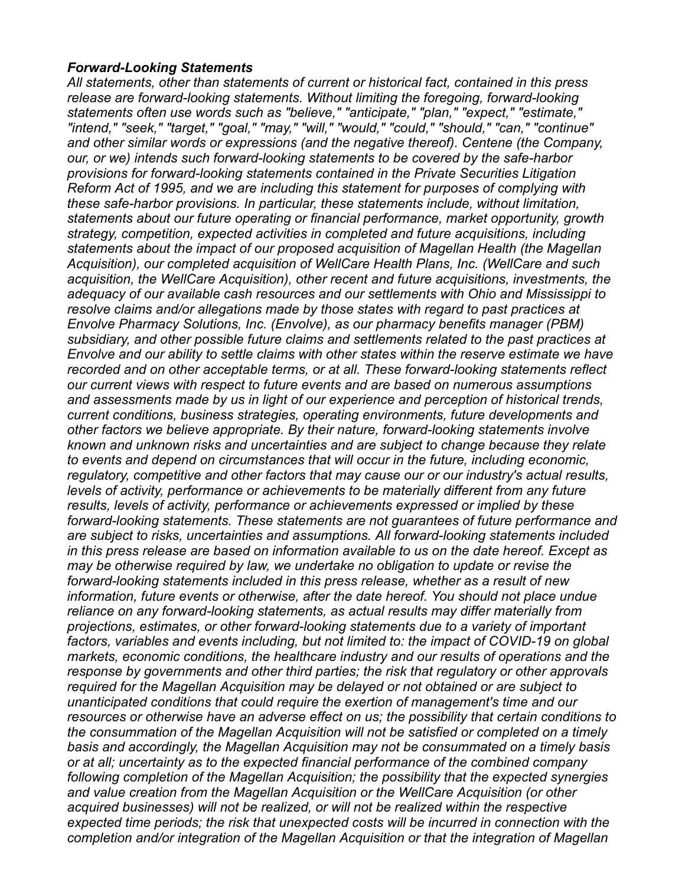### *Forward-Looking Statements*

*All statements, other than statements of current or historical fact, contained in this press release are forward-looking statements. Without limiting the foregoing, forward-looking statements often use words such as "believe," "anticipate," "plan," "expect," "estimate," "intend," "seek," "target," "goal," "may," "will," "would," "could," "should," "can," "continue" and other similar words or expressions (and the negative thereof). Centene (the Company, our, or we) intends such forward-looking statements to be covered by the safe-harbor provisions for forward-looking statements contained in the Private Securities Litigation Reform Act of 1995, and we are including this statement for purposes of complying with these safe-harbor provisions. In particular, these statements include, without limitation, statements about our future operating or financial performance, market opportunity, growth strategy, competition, expected activities in completed and future acquisitions, including statements about the impact of our proposed acquisition of Magellan Health (the Magellan Acquisition), our completed acquisition of WellCare Health Plans, Inc. (WellCare and such acquisition, the WellCare Acquisition), other recent and future acquisitions, investments, the adequacy of our available cash resources and our settlements with Ohio and Mississippi to resolve claims and/or allegations made by those states with regard to past practices at Envolve Pharmacy Solutions, Inc. (Envolve), as our pharmacy benefits manager (PBM) subsidiary, and other possible future claims and settlements related to the past practices at Envolve and our ability to settle claims with other states within the reserve estimate we have recorded and on other acceptable terms, or at all. These forward-looking statements reflect our current views with respect to future events and are based on numerous assumptions and assessments made by us in light of our experience and perception of historical trends, current conditions, business strategies, operating environments, future developments and other factors we believe appropriate. By their nature, forward-looking statements involve known and unknown risks and uncertainties and are subject to change because they relate to events and depend on circumstances that will occur in the future, including economic, regulatory, competitive and other factors that may cause our or our industry's actual results, levels of activity, performance or achievements to be materially different from any future results, levels of activity, performance or achievements expressed or implied by these forward-looking statements. These statements are not guarantees of future performance and are subject to risks, uncertainties and assumptions. All forward-looking statements included in this press release are based on information available to us on the date hereof. Except as may be otherwise required by law, we undertake no obligation to update or revise the forward-looking statements included in this press release, whether as a result of new information, future events or otherwise, after the date hereof. You should not place undue reliance on any forward-looking statements, as actual results may differ materially from projections, estimates, or other forward-looking statements due to a variety of important factors, variables and events including, but not limited to: the impact of COVID-19 on global markets, economic conditions, the healthcare industry and our results of operations and the response by governments and other third parties; the risk that regulatory or other approvals required for the Magellan Acquisition may be delayed or not obtained or are subject to unanticipated conditions that could require the exertion of management's time and our resources or otherwise have an adverse effect on us; the possibility that certain conditions to the consummation of the Magellan Acquisition will not be satisfied or completed on a timely basis and accordingly, the Magellan Acquisition may not be consummated on a timely basis or at all; uncertainty as to the expected financial performance of the combined company following completion of the Magellan Acquisition; the possibility that the expected synergies and value creation from the Magellan Acquisition or the WellCare Acquisition (or other acquired businesses) will not be realized, or will not be realized within the respective expected time periods; the risk that unexpected costs will be incurred in connection with the completion and/or integration of the Magellan Acquisition or that the integration of Magellan*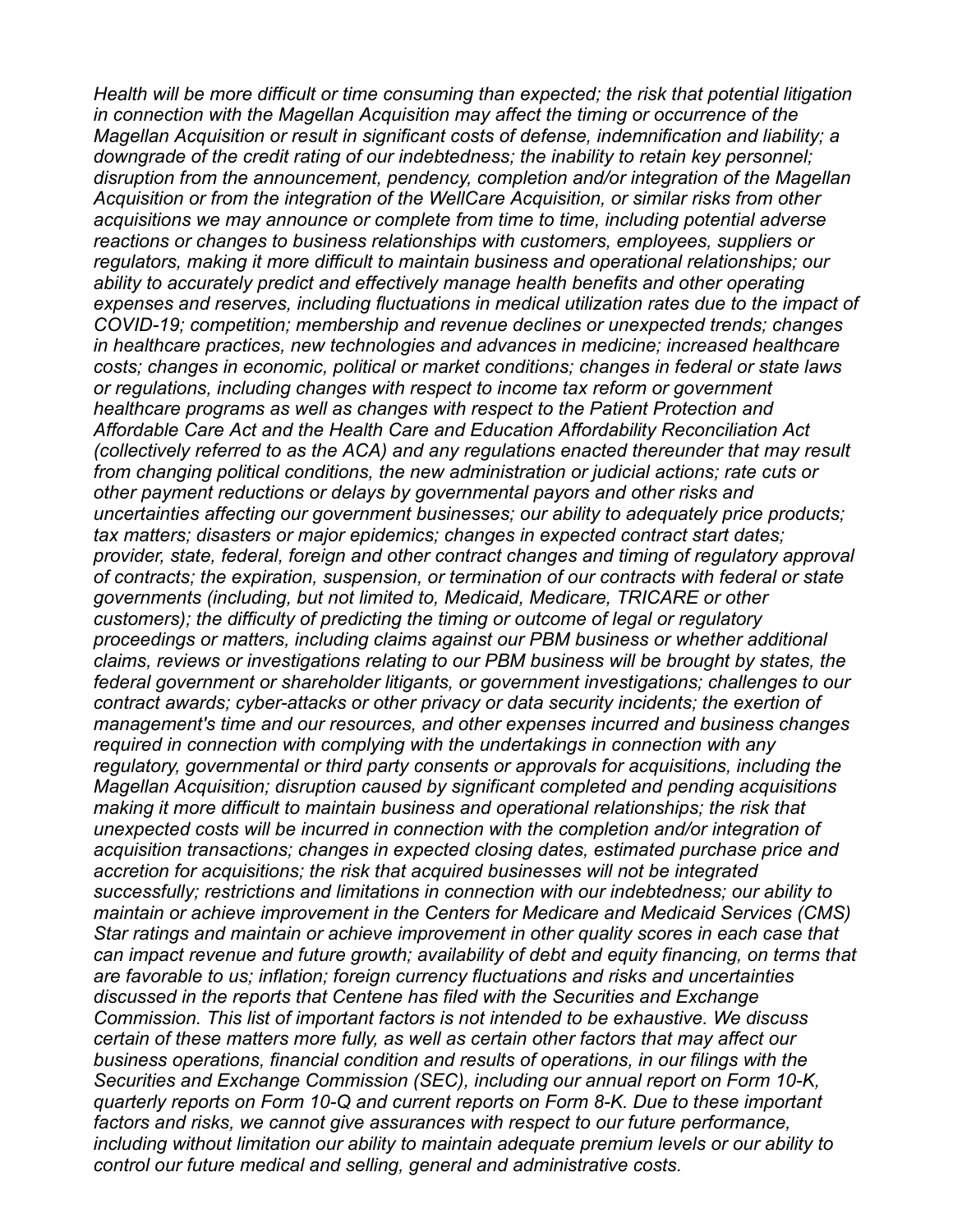*Health will be more difficult or time consuming than expected; the risk that potential litigation in connection with the Magellan Acquisition may affect the timing or occurrence of the Magellan Acquisition or result in significant costs of defense, indemnification and liability; a downgrade of the credit rating of our indebtedness; the inability to retain key personnel; disruption from the announcement, pendency, completion and/or integration of the Magellan Acquisition or from the integration of the WellCare Acquisition, or similar risks from other acquisitions we may announce or complete from time to time, including potential adverse reactions or changes to business relationships with customers, employees, suppliers or regulators, making it more difficult to maintain business and operational relationships; our ability to accurately predict and effectively manage health benefits and other operating expenses and reserves, including fluctuations in medical utilization rates due to the impact of COVID-19; competition; membership and revenue declines or unexpected trends; changes in healthcare practices, new technologies and advances in medicine; increased healthcare costs; changes in economic, political or market conditions; changes in federal or state laws or regulations, including changes with respect to income tax reform or government healthcare programs as well as changes with respect to the Patient Protection and Affordable Care Act and the Health Care and Education Affordability Reconciliation Act (collectively referred to as the ACA) and any regulations enacted thereunder that may result from changing political conditions, the new administration or judicial actions; rate cuts or other payment reductions or delays by governmental payors and other risks and uncertainties affecting our government businesses; our ability to adequately price products; tax matters; disasters or major epidemics; changes in expected contract start dates; provider, state, federal, foreign and other contract changes and timing of regulatory approval of contracts; the expiration, suspension, or termination of our contracts with federal or state governments (including, but not limited to, Medicaid, Medicare, TRICARE or other customers); the difficulty of predicting the timing or outcome of legal or regulatory proceedings or matters, including claims against our PBM business or whether additional claims, reviews or investigations relating to our PBM business will be brought by states, the federal government or shareholder litigants, or government investigations; challenges to our contract awards; cyber-attacks or other privacy or data security incidents; the exertion of management's time and our resources, and other expenses incurred and business changes required in connection with complying with the undertakings in connection with any regulatory, governmental or third party consents or approvals for acquisitions, including the Magellan Acquisition; disruption caused by significant completed and pending acquisitions making it more difficult to maintain business and operational relationships; the risk that unexpected costs will be incurred in connection with the completion and/or integration of acquisition transactions; changes in expected closing dates, estimated purchase price and accretion for acquisitions; the risk that acquired businesses will not be integrated successfully; restrictions and limitations in connection with our indebtedness; our ability to maintain or achieve improvement in the Centers for Medicare and Medicaid Services (CMS) Star ratings and maintain or achieve improvement in other quality scores in each case that can impact revenue and future growth; availability of debt and equity financing, on terms that are favorable to us; inflation; foreign currency fluctuations and risks and uncertainties discussed in the reports that Centene has filed with the Securities and Exchange Commission. This list of important factors is not intended to be exhaustive. We discuss certain of these matters more fully, as well as certain other factors that may affect our business operations, financial condition and results of operations, in our filings with the Securities and Exchange Commission (SEC), including our annual report on Form 10-K, quarterly reports on Form 10-Q and current reports on Form 8-K. Due to these important factors and risks, we cannot give assurances with respect to our future performance, including without limitation our ability to maintain adequate premium levels or our ability to control our future medical and selling, general and administrative costs.*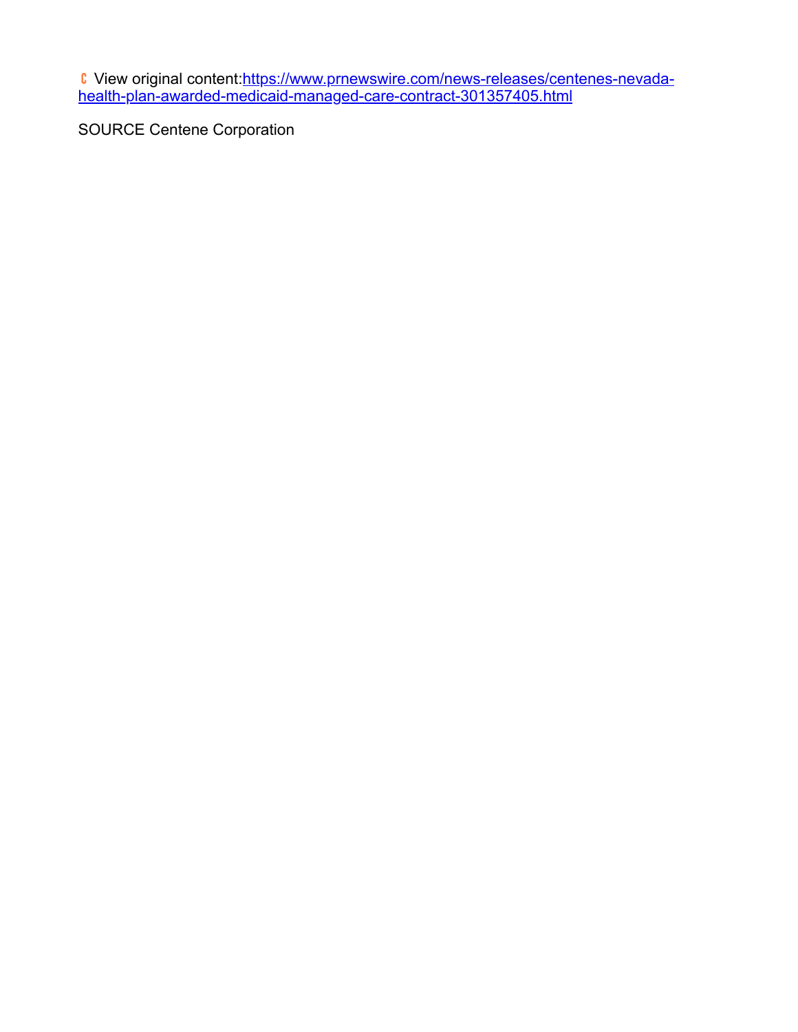View original content:https://www.prnewswire.com/news-releases/centenes-nevada-health-plan-awarded-medicaid-managed-care-contract-301357405.html

SOURCE Centene Corporation